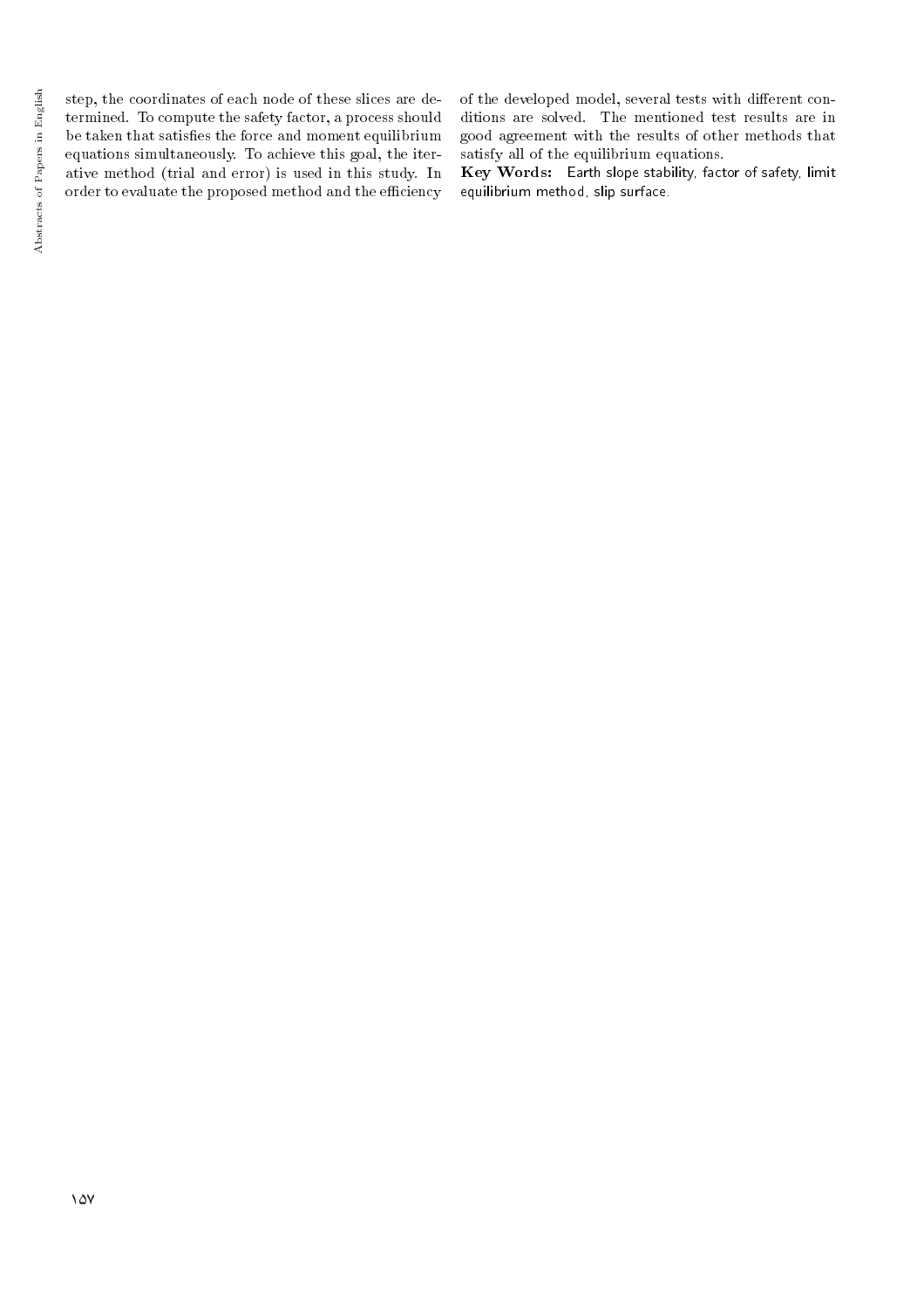step, the coordinates of each node of these slices are determined. To compute the safety factor, a process should be taken that satisfies the force and moment equilibrium equations simultaneously. To achieve this goal, the iterative method (trial and error) is used in this study. In order to evaluate the proposed method and the efficiency of the developed model, several tests with different conditions are solved. The mentioned test results are in good agreement with the results of other methods that satisfy all of the equilibrium equations.

**Key Words:** Earth slope stability, factor of safety, limit equilibrium method, slip surface.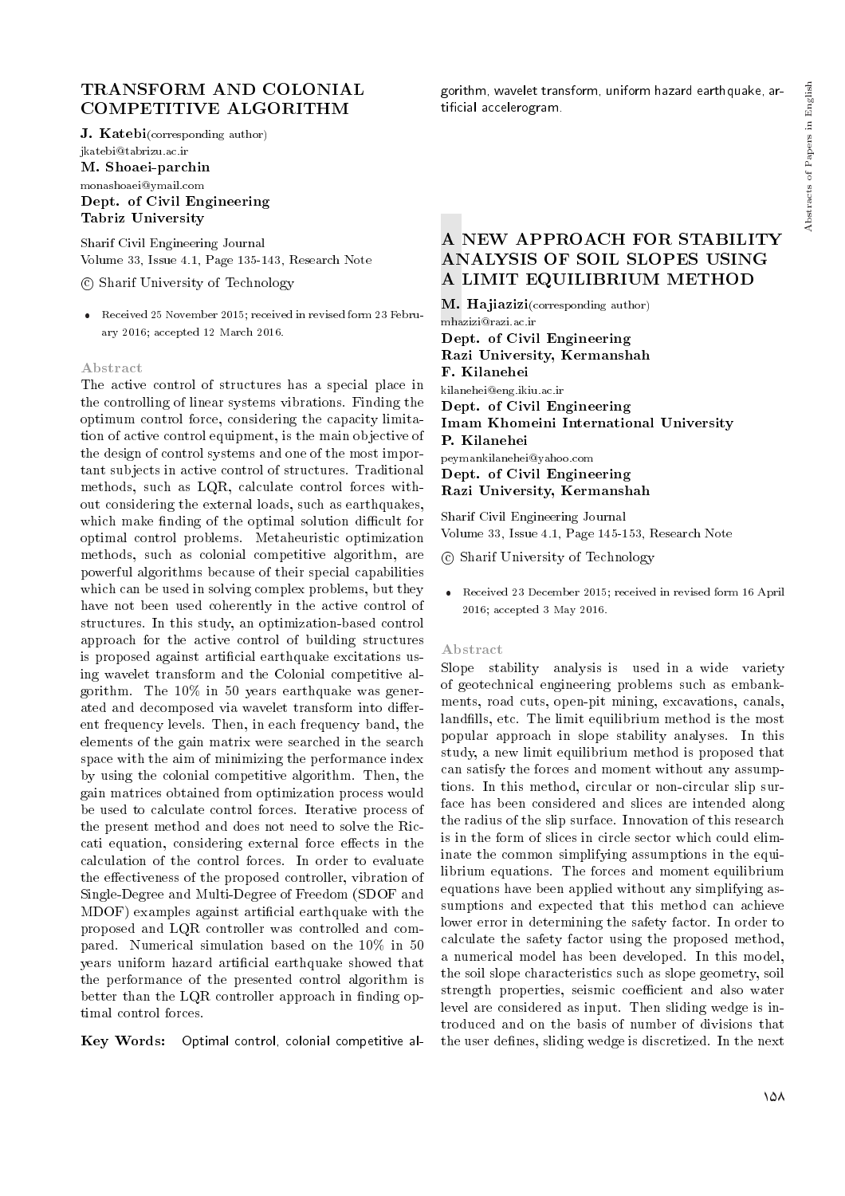# TRANSFORM AND COLONIAL COMPETITIVE ALGORITHM

**J. Katebi**(corresponding author)
jkatebi@tabrizu.ac.ir
**M. Shoaei-parchin**
monashoaei@ymail.com
**Dept. of Civil Engineering**
**Tabriz University**

Sharif Civil Engineering Journal
Volume 33, Issue 4.1, Page 135-143, Research Note

© Sharif University of Technology

- Received 25 November 2015; received in revised form 23 February 2016; accepted 12 March 2016.

### Abstract

The active control of structures has a special place in the controlling of linear systems vibrations. Finding the optimum control force, considering the capacity limitation of active control equipment, is the main objective of the design of control systems and one of the most important subjects in active control of structures. Traditional methods, such as LQR, calculate control forces without considering the external loads, such as earthquakes, which make finding of the optimal solution difficult for optimal control problems. Metaheuristic optimization methods, such as colonial competitive algorithm, are powerful algorithms because of their special capabilities which can be used in solving complex problems, but they have not been used coherently in the active control of structures. In this study, an optimization-based control approach for the active control of building structures is proposed against artificial earthquake excitations using wavelet transform and the Colonial competitive algorithm. The 10% in 50 years earthquake was generated and decomposed via wavelet transform into different frequency levels. Then, in each frequency band, the elements of the gain matrix were searched in the search space with the aim of minimizing the performance index by using the colonial competitive algorithm. Then, the gain matrices obtained from optimization process would be used to calculate control forces. Iterative process of the present method and does not need to solve the Riccati equation, considering external force effects in the calculation of the control forces. In order to evaluate the effectiveness of the proposed controller, vibration of Single-Degree and Multi-Degree of Freedom (SDOF and MDOF) examples against artificial earthquake with the proposed and LQR controller was controlled and compared. Numerical simulation based on the 10% in 50 years uniform hazard artificial earthquake showed that the performance of the presented control algorithm is better than the LQR controller approach in finding optimal control forces.

**Key Words:** Optimal control, colonial competitive algorithm, wavelet transform, uniform hazard earthquake, artificial accelerogram.

# A NEW APPROACH FOR STABILITY ANALYSIS OF SOIL SLOPES USING A LIMIT EQUILIBRIUM METHOD

**M. Hajiazizi**(corresponding author)
mhazizi@razi.ac.ir
**Dept. of Civil Engineering**
**Razi University, Kermanshah**
**F. Kilanehei**
kilanehei@eng.ikiu.ac.ir
**Dept. of Civil Engineering**
**Imam Khomeini International University**
**P. Kilanehei**
peymankilanehei@yahoo.com
**Dept. of Civil Engineering**
**Razi University, Kermanshah**

Sharif Civil Engineering Journal
Volume 33, Issue 4.1, Page 145-153, Research Note

© Sharif University of Technology

- Received 23 December 2015; received in revised form 16 April 2016; accepted 3 May 2016.

### Abstract

Slope stability analysis is used in a wide variety of geotechnical engineering problems such as embankments, road cuts, open-pit mining, excavations, canals, landfills, etc. The limit equilibrium method is the most popular approach in slope stability analyses. In this study, a new limit equilibrium method is proposed that can satisfy the forces and moment without any assumptions. In this method, circular or non-circular slip surface has been considered and slices are intended along the radius of the slip surface. Innovation of this research is in the form of slices in circle sector which could eliminate the common simplifying assumptions in the equilibrium equations. The forces and moment equilibrium equations have been applied without any simplifying assumptions and expected that this method can achieve lower error in determining the safety factor. In order to calculate the safety factor using the proposed method, a numerical model has been developed. In this model, the soil slope characteristics such as slope geometry, soil strength properties, seismic coefficient and also water level are considered as input. Then sliding wedge is introduced and on the basis of number of divisions that the user defines, sliding wedge is discretized. In the next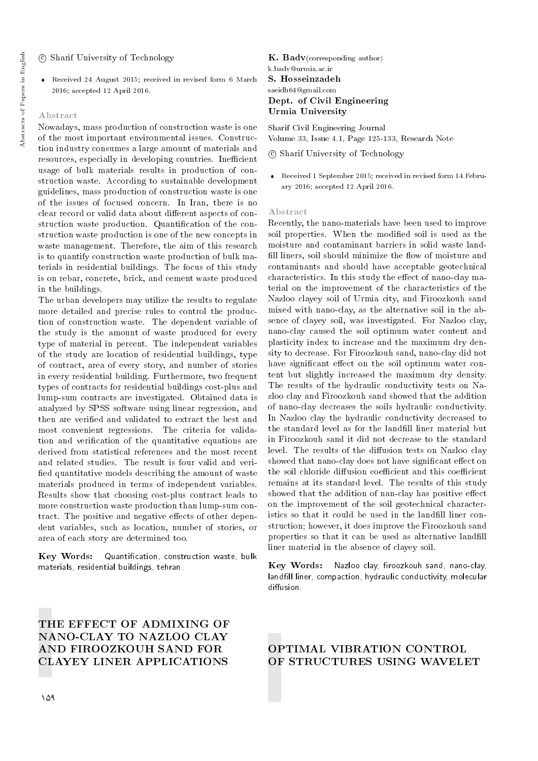© Sharif University of Technology

- Received 24 August 2015; received in revised form 6 March 2016; accepted 12 April 2016.

### Abstract

Nowadays, mass production of construction waste is one of the most important environmental issues. Construction industry consumes a large amount of materials and resources, especially in developing countries. Inefficient usage of bulk materials results in production of construction waste. According to sustainable development guidelines, mass production of construction waste is one of the issues of focused concern. In Iran, there is no clear record or valid data about different aspects of construction waste production. Quantification of the construction waste production is one of the new concepts in waste management. Therefore, the aim of this research is to quantify construction waste production of bulk materials in residential buildings. The focus of this study is on rebar, concrete, brick, and cement waste produced in the buildings.

The urban developers may utilize the results to regulate more detailed and precise rules to control the production of construction waste. The dependent variable of the study is the amount of waste produced for every type of material in percent. The independent variables of the study are location of residential buildings, type of contract, area of every story, and number of stories in every residential building. Furthermore, two frequent types of contracts for residential buildings cost-plus and lump-sum contracts are investigated. Obtained data is analyzed by SPSS software using linear regression, and then are verified and validated to extract the best and most convenient regressions. The criteria for validation and verification of the quantitative equations are derived from statistical references and the most recent and related studies. The result is four valid and verified quantitative models describing the amount of waste materials produced in terms of independent variables. Results show that choosing cost-plus contract leads to more construction waste production than lump-sum contract. The positive and negative effects of other dependent variables, such as location, number of stories, or area of each story are determined too.

**Key Words:** Quantification, construction waste, bulk materials, residential buildings, tehran.

## THE EFFECT OF ADMIXING OF NANO-CLAY TO NAZLOO CLAY AND FIROOZKOUH SAND FOR CLAYEY LINER APPLICATIONS

**K. Badv** (corresponding author)
k.badv@urmia.ac.ir
**S. Hosseinzadeh**
saeidh64@gmail.com
**Dept. of Civil Engineering**
**Urmia University**

Sharif Civil Engineering Journal
Volume 33, Issue 4.1, Page 125-133, Research Note

© Sharif University of Technology

- Received 1 September 2015; received in revised form 14 February 2016; accepted 12 April 2016.

### Abstract

Recently, the nano-materials have been used to improve soil properties. When the modified soil is used as the moisture and contaminant barriers in solid waste landfill liners, soil should minimize the flow of moisture and contaminants and should have acceptable geotechnical characteristics. In this study the effect of nano-clay material on the improvement of the characteristics of the Nazloo clayey soil of Urmia city, and Firoozkouh sand mixed with nano-clay, as the alternative soil in the absence of clayey soil, was investigated. For Nazloo clay, nano-clay caused the soil optimum water content and plasticity index to increase and the maximum dry density to decrease. For Firoozkouh sand, nano-clay did not have significant effect on the soil optimum water content but slightly increased the maximum dry density. The results of the hydraulic conductivity tests on Nazloo clay and Firoozkouh sand showed that the addition of nano-clay decreases the soils hydraulic conductivity. In Nazloo clay the hydraulic conductivity decreased to the standard level as for the landfill liner material but in Firoozkouh sand it did not decrease to the standard level. The results of the diffusion tests on Nazloo clay showed that nano-clay does not have significant effect on the soil chloride diffusion coefficient and this coefficient remains at its standard level. The results of this study showed that the addition of nan-clay has positive effect on the improvement of the soil geotechnical characteristics so that it could be used in the landfill liner construction; however, it does improve the Firoozkouh sand properties so that it can be used as alternative landfill liner material in the absence of clayey soil.

**Key Words:** Nazloo clay, firoozkouh sand, nano-clay, landfill liner, compaction, hydraulic conductivity, molecular diffusion.

## OPTIMAL VIBRATION CONTROL OF STRUCTURES USING WAVELET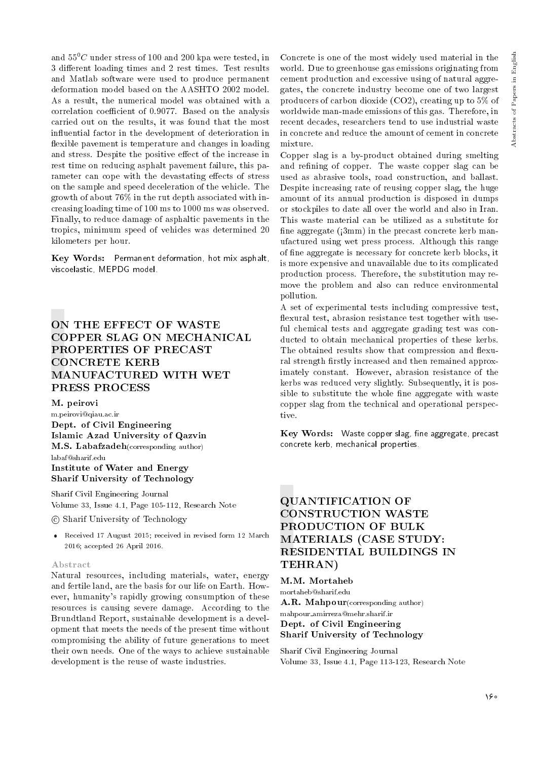and $55^0C$ under stress of 100 and 200 kpa were tested, in 3 different loading times and 2 rest times. Test results and Matlab software were used to produce permanent deformation model based on the AASHTO 2002 model. As a result, the numerical model was obtained with a correlation coefficient of 0.9077. Based on the analysis carried out on the results, it was found that the most influential factor in the development of deterioration in flexible pavement is temperature and changes in loading and stress. Despite the positive effect of the increase in rest time on reducing asphalt pavement failure, this parameter can cope with the devastating effects of stress on the sample and speed deceleration of the vehicle. The growth of about 76% in the rut depth associated with increasing loading time of 100 ms to 1000 ms was observed. Finally, to reduce damage of asphaltic pavements in the tropics, minimum speed of vehicles was determined 20 kilometers per hour.

**Key Words:** Permanent deformation, hot mix asphalt, viscoelastic, MEPDG model.

## ON THE EFFECT OF WASTE COPPER SLAG ON MECHANICAL PROPERTIES OF PRECAST CONCRETE KERB MANUFACTURED WITH WET PRESS PROCESS

**M. peirovi**
m.peirovi@qiau.ac.ir
**Dept. of Civil Engineering**
**Islamic Azad University of Qazvin**
**M.S. Labafzadeh**(corresponding author)
labaf@sharif.edu
**Institute of Water and Energy**
**Sharif University of Technology**

Sharif Civil Engineering Journal
Volume 33, Issue 4.1, Page 105-112, Research Note
© Sharif University of Technology

- Received 17 August 2015; received in revised form 12 March 2016; accepted 26 April 2016.

### Abstract

Natural resources, including materials, water, energy and fertile land, are the basis for our life on Earth. However, humanity's rapidly growing consumption of these resources is causing severe damage. According to the Brundtland Report, sustainable development is a development that meets the needs of the present time without compromising the ability of future generations to meet their own needs. One of the ways to achieve sustainable development is the reuse of waste industries.

Concrete is one of the most widely used material in the world. Due to greenhouse gas emissions originating from cement production and excessive using of natural aggregates, the concrete industry become one of two largest producers of carbon dioxide ($CO_2$), creating up to 5% of worldwide man-made emissions of this gas. Therefore, in recent decades, researchers tend to use industrial waste in concrete and reduce the amount of cement in concrete mixture.

Copper slag is a by-product obtained during smelting and refining of copper. The waste copper slag can be used as abrasive tools, road construction, and ballast. Despite increasing rate of reusing copper slag, the huge amount of its annual production is disposed in dumps or stockpiles to date all over the world and also in Iran. This waste material can be utilized as a substitute for fine aggregate (¡3mm) in the precast concrete kerb manufactured using wet press process. Although this range of fine aggregate is necessary for concrete kerb blocks, it is more expensive and unavailable due to its complicated production process. Therefore, the substitution may remove the problem and also can reduce environmental pollution.

A set of experimental tests including compressive test, flexural test, abrasion resistance test together with useful chemical tests and aggregate grading test was conducted to obtain mechanical properties of these kerbs. The obtained results show that compression and flexural strength firstly increased and then remained approximately constant. However, abrasion resistance of the kerbs was reduced very slightly. Subsequently, it is possible to substitute the whole fine aggregate with waste copper slag from the technical and operational perspective.

**Key Words:** Waste copper slag, fine aggregate, precast concrete kerb, mechanical properties.

## QUANTIFICATION OF CONSTRUCTION WASTE PRODUCTION OF BULK MATERIALS (CASE STUDY: RESIDENTIAL BUILDINGS IN TEHRAN)

**M.M. Mortaheb**
mortaheb@sharif.edu
**A.R. Mahpour**(corresponding author)
mahpour_amirreza@mehr.sharif.ir
**Dept. of Civil Engineering**
**Sharif University of Technology**

Sharif Civil Engineering Journal
Volume 33, Issue 4.1, Page 113-123, Research Note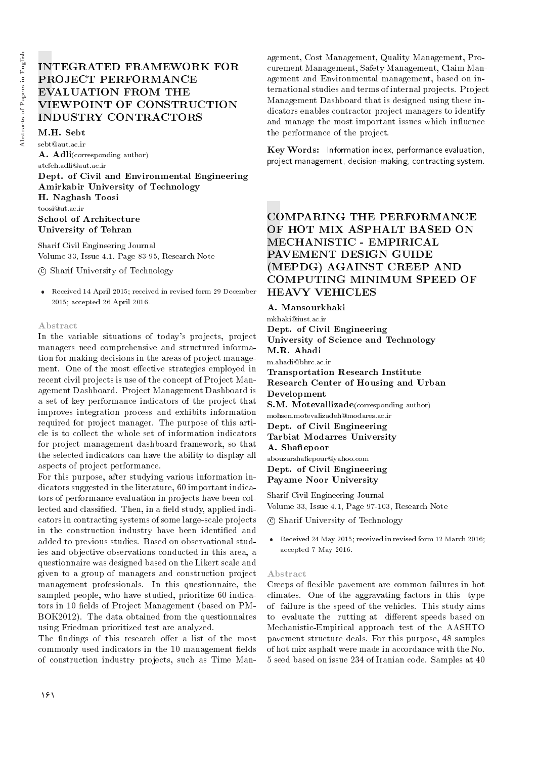# INTEGRATED FRAMEWORK FOR PROJECT PERFORMANCE EVALUATION FROM THE VIEWPOINT OF CONSTRUCTION INDUSTRY CONTRACTORS

**M.H. Sebt**
sebt@aut.ac.ir
**A. Adli**(corresponding author)
atefeh.adli@aut.ac.ir
**Dept. of Civil and Environmental Engineering**
**Amirkabir University of Technology**
**H. Naghash Toosi**
toosi@ut.ac.ir
**School of Architecture**
**University of Tehran**

Sharif Civil Engineering Journal
Volume 33, Issue 4.1, Page 83-95, Research Note

© Sharif University of Technology

- Received 14 April 2015; received in revised form 29 December 2015; accepted 26 April 2016.

### Abstract

In the variable situations of today's projects, project managers need comprehensive and structured information for making decisions in the areas of project management. One of the most effective strategies employed in recent civil projects is use of the concept of Project Management Dashboard. Project Management Dashboard is a set of key performance indicators of the project that improves integration process and exhibits information required for project manager. The purpose of this article is to collect the whole set of information indicators for project management dashboard framework, so that the selected indicators can have the ability to display all aspects of project performance.

For this purpose, after studying various information indicators suggested in the literature, 60 important indicators of performance evaluation in projects have been collected and classified. Then, in a field study, applied indicators in contracting systems of some large-scale projects in the construction industry have been identified and added to previous studies. Based on observational studies and objective observations conducted in this area, a questionnaire was designed based on the Likert scale and given to a group of managers and construction project management professionals. In this questionnaire, the sampled people, who have studied, prioritize 60 indicators in 10 fields of Project Management (based on PMBOK2012). The data obtained from the questionnaires using Friedman prioritized test are analyzed.

The findings of this research offer a list of the most commonly used indicators in the 10 management fields of construction industry projects, such as Time Management, Cost Management, Quality Management, Procurement Management, Safety Management, Claim Management and Environmental management, based on international studies and terms of internal projects. Project Management Dashboard that is designed using these indicators enables contractor project managers to identify and manage the most important issues which influence the performance of the project.

**Key Words:** Information index, performance evaluation, project management, decision-making, contracting system.

# COMPARING THE PERFORMANCE OF HOT MIX ASPHALT BASED ON MECHANISTIC - EMPIRICAL PAVEMENT DESIGN GUIDE (MEPDG) AGAINST CREEP AND COMPUTING MINIMUM SPEED OF HEAVY VEHICLES

**A. Mansourkhaki**
mkhaki@iust.ac.ir
**Dept. of Civil Engineering**
**University of Science and Technology**
**M.R. Ahadi**
m.ahadi@bhrc.ac.ir
**Transportation Research Institute**
**Research Center of Housing and Urban Development**
**S.M. Motevallizade**(corresponding author)
mohsen.motevalizadeh@modares.ac.ir
**Dept. of Civil Engineering**
**Tarbiat Modarres University**
**A. Shafiepoor**
abouzarshafiepour@yahoo.com
**Dept. of Civil Engineering**
**Payame Noor University**

Sharif Civil Engineering Journal
Volume 33, Issue 4.1, Page 97-103, Research Note

© Sharif University of Technology

- Received 24 May 2015; received in revised form 12 March 2016; accepted 7 May 2016.

### Abstract

Creeps of flexible pavement are common failures in hot climates. One of the aggravating factors in this type of failure is the speed of the vehicles. This study aims to evaluate the rutting at different speeds based on Mechanistic-Empirical approach test of the AASHTO pavement structure deals. For this purpose, 48 samples of hot mix asphalt were made in accordance with the No. 5 seed based on issue 234 of Iranian code. Samples at 40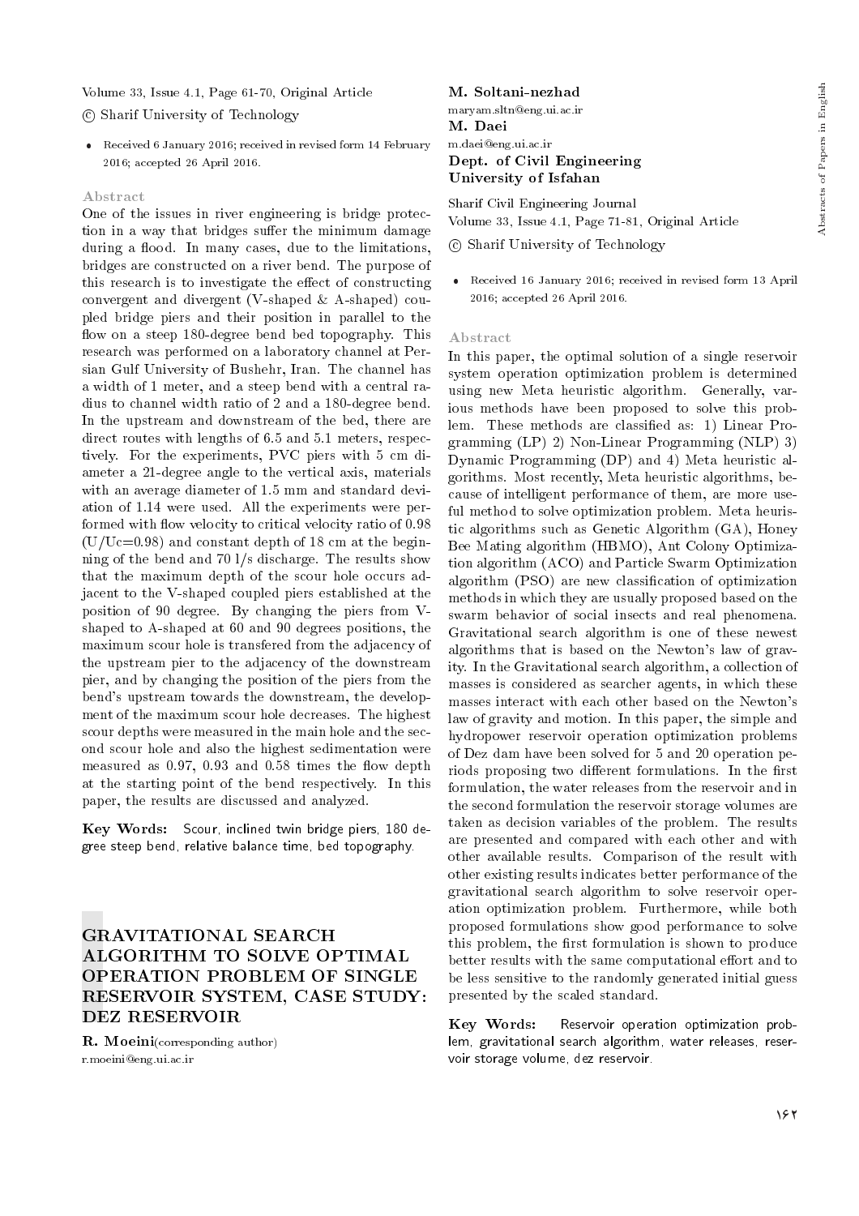Volume 33, Issue 4.1, Page 61-70, Original Article

© Sharif University of Technology

- Received 6 January 2016; received in revised form 14 February 2016; accepted 26 April 2016.

### Abstract

One of the issues in river engineering is bridge protection in a way that bridges suffer the minimum damage during a flood. In many cases, due to the limitations, bridges are constructed on a river bend. The purpose of this research is to investigate the effect of constructing convergent and divergent (V-shaped & A-shaped) coupled bridge piers and their position in parallel to the flow on a steep 180-degree bend bed topography. This research was performed on a laboratory channel at Persian Gulf University of Bushehr, Iran. The channel has a width of 1 meter, and a steep bend with a central radius to channel width ratio of 2 and a 180-degree bend. In the upstream and downstream of the bed, there are direct routes with lengths of 6.5 and 5.1 meters, respectively. For the experiments, PVC piers with 5 cm diameter a 21-degree angle to the vertical axis, materials with an average diameter of 1.5 mm and standard deviation of 1.14 were used. All the experiments were performed with flow velocity to critical velocity ratio of 0.98 ($U/Uc=0.98$) and constant depth of 18 cm at the beginning of the bend and 70 l/s discharge. The results show that the maximum depth of the scour hole occurs adjacent to the V-shaped coupled piers established at the position of 90 degree. By changing the piers from V-shaped to A-shaped at 60 and 90 degrees positions, the maximum scour hole is transfered from the adjacency of the upstream pier to the adjacency of the downstream pier, and by changing the position of the piers from the bend's upstream towards the downstream, the development of the maximum scour hole decreases. The highest scour depths were measured in the main hole and the second scour hole and also the highest sedimentation were measured as 0.97, 0.93 and 0.58 times the flow depth at the starting point of the bend respectively. In this paper, the results are discussed and analyzed.

**Key Words:** Scour, inclined twin bridge piers, 180 degree steep bend, relative balance time, bed topography.

## GRAVITATIONAL SEARCH ALGORITHM TO SOLVE OPTIMAL OPERATION PROBLEM OF SINGLE RESERVOIR SYSTEM, CASE STUDY: DEZ RESERVOIR

**R. Moeini**(corresponding author)
r.moeini@eng.ui.ac.ir

**M. Soltani-nezhad**
maryam.sltn@eng.ui.ac.ir

**M. Daei**
m.daei@eng.ui.ac.ir

**Dept. of Civil Engineering**
**University of Isfahan**

Sharif Civil Engineering Journal
Volume 33, Issue 4.1, Page 71-81, Original Article

© Sharif University of Technology

- Received 16 January 2016; received in revised form 13 April 2016; accepted 26 April 2016.

### Abstract

In this paper, the optimal solution of a single reservoir system operation optimization problem is determined using new Meta heuristic algorithm. Generally, various methods have been proposed to solve this problem. These methods are classified as: 1) Linear Programming (LP) 2) Non-Linear Programming (NLP) 3) Dynamic Programming (DP) and 4) Meta heuristic algorithms. Most recently, Meta heuristic algorithms, because of intelligent performance of them, are more useful method to solve optimization problem. Meta heuristic algorithms such as Genetic Algorithm (GA), Honey Bee Mating algorithm (HBMO), Ant Colony Optimization algorithm (ACO) and Particle Swarm Optimization algorithm (PSO) are new classification of optimization methods in which they are usually proposed based on the swarm behavior of social insects and real phenomena. Gravitational search algorithm is one of these newest algorithms that is based on the Newton's law of gravity. In the Gravitational search algorithm, a collection of masses is considered as searcher agents, in which these masses interact with each other based on the Newton's law of gravity and motion. In this paper, the simple and hydropower reservoir operation optimization problems of Dez dam have been solved for 5 and 20 operation periods proposing two different formulations. In the first formulation, the water releases from the reservoir and in the second formulation the reservoir storage volumes are taken as decision variables of the problem. The results are presented and compared with each other and with other available results. Comparison of the result with other existing results indicates better performance of the gravitational search algorithm to solve reservoir operation optimization problem. Furthermore, while both proposed formulations show good performance to solve this problem, the first formulation is shown to produce better results with the same computational effort and to be less sensitive to the randomly generated initial guess presented by the scaled standard.

**Key Words:** Reservoir operation optimization problem, gravitational search algorithm, water releases, reservoir storage volume, dez reservoir.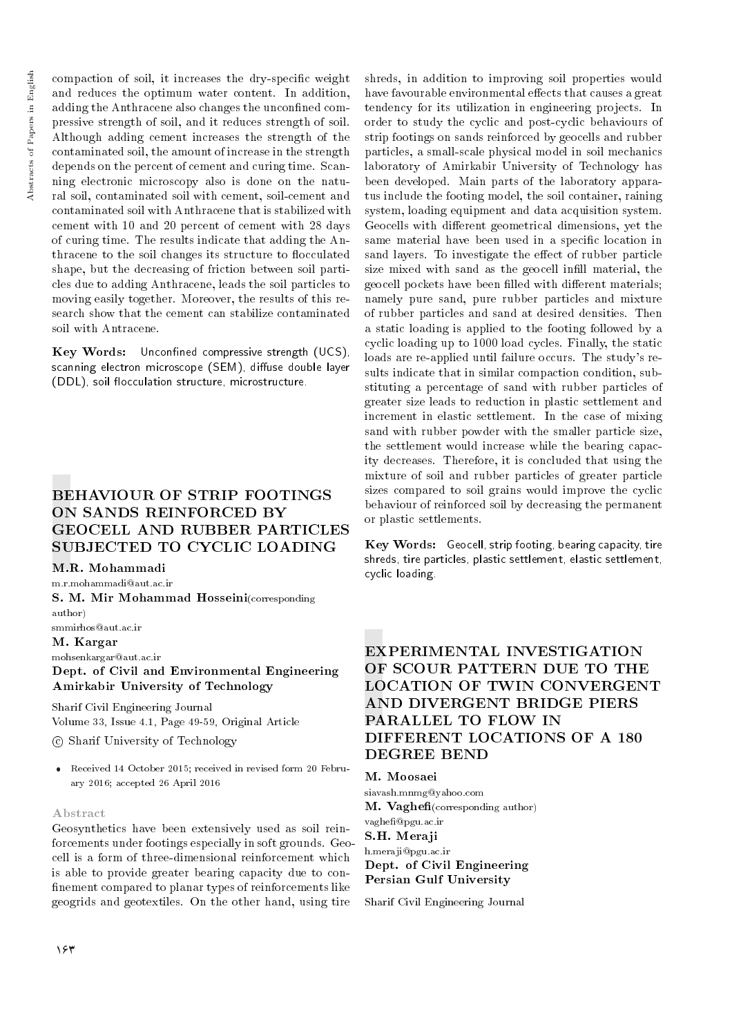compaction of soil, it increases the dry-specific weight and reduces the optimum water content. In addition, adding the Anthracene also changes the unconfined compressive strength of soil, and it reduces strength of soil. Although adding cement increases the strength of the contaminated soil, the amount of increase in the strength depends on the percent of cement and curing time. Scanning electronic microscopy also is done on the natural soil, contaminated soil with cement, soil-cement and contaminated soil with Anthracene that is stabilized with cement with 10 and 20 percent of cement with 28 days of curing time. The results indicate that adding the Anthracene to the soil changes its structure to flocculated shape, but the decreasing of friction between soil particles due to adding Anthracene, leads the soil particles to moving easily together. Moreover, the results of this research show that the cement can stabilize contaminated soil with Antracene.

**Key Words:** Unconfined compressive strength (UCS), scanning electron microscope (SEM), diffuse double layer (DDL), soil flocculation structure, microstructure.

## BEHAVIOUR OF STRIP FOOTINGS ON SANDS REINFORCED BY GEOCELL AND RUBBER PARTICLES SUBJECTED TO CYCLIC LOADING

**M.R. Mohammadi**
m.r.mohammadi@aut.ac.ir
**S. M. Mir Mohammad Hosseini**(corresponding author)
smmirhos@aut.ac.ir
**M. Kargar**
mohsenkargar@aut.ac.ir
**Dept. of Civil and Environmental Engineering**
**Amirkabir University of Technology**

Sharif Civil Engineering Journal
Volume 33, Issue 4.1, Page 49-59, Original Article
© Sharif University of Technology

- Received 14 October 2015; received in revised form 20 February 2016; accepted 26 April 2016

### Abstract

Geosynthetics have been extensively used as soil reinforcements under footings especially in soft grounds. Geocell is a form of three-dimensional reinforcement which is able to provide greater bearing capacity due to confinement compared to planar types of reinforcements like geogrids and geotextiles. On the other hand, using tire shreds, in addition to improving soil properties would have favourable environmental effects that causes a great tendency for its utilization in engineering projects. In order to study the cyclic and post-cyclic behaviours of strip footings on sands reinforced by geocells and rubber particles, a small-scale physical model in soil mechanics laboratory of Amirkabir University of Technology has been developed. Main parts of the laboratory apparatus include the footing model, the soil container, raining system, loading equipment and data acquisition system. Geocells with different geometrical dimensions, yet the same material have been used in a specific location in sand layers. To investigate the effect of rubber particle size mixed with sand as the geocell infill material, the geocell pockets have been filled with different materials; namely pure sand, pure rubber particles and mixture of rubber particles and sand at desired densities. Then a static loading is applied to the footing followed by a cyclic loading up to 1000 load cycles. Finally, the static loads are re-applied until failure occurs. The study's results indicate that in similar compaction condition, substituting a percentage of sand with rubber particles of greater size leads to reduction in plastic settlement and increment in elastic settlement. In the case of mixing sand with rubber powder with the smaller particle size, the settlement would increase while the bearing capacity decreases. Therefore, it is concluded that using the mixture of soil and rubber particles of greater particle sizes compared to soil grains would improve the cyclic behaviour of reinforced soil by decreasing the permanent or plastic settlements.

**Key Words:** Geocell, strip footing, bearing capacity, tire shreds, tire particles, plastic settlement, elastic settlement, cyclic loading.

## EXPERIMENTAL INVESTIGATION OF SCOUR PATTERN DUE TO THE LOCATION OF TWIN CONVERGENT AND DIVERGENT BRIDGE PIERS PARALLEL TO FLOW IN DIFFERENT LOCATIONS OF A 180 DEGREE BEND

**M. Moosaei**
siavash.mnmg@yahoo.com
**M. Vaghefi**(corresponding author)
vaghefi@pgu.ac.ir
**S.H. Meraji**
h.meraji@pgu.ac.ir
**Dept. of Civil Engineering**
**Persian Gulf University**

Sharif Civil Engineering Journal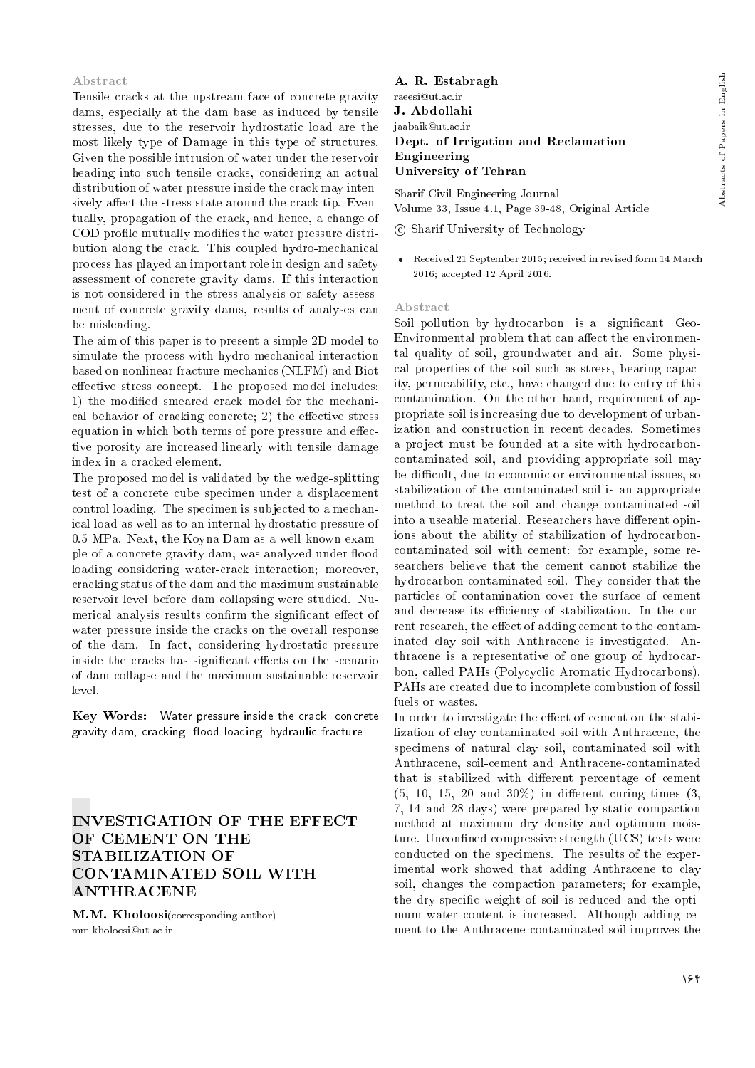## Abstract

Tensile cracks at the upstream face of concrete gravity dams, especially at the dam base as induced by tensile stresses, due to the reservoir hydrostatic load are the most likely type of Damage in this type of structures. Given the possible intrusion of water under the reservoir heading into such tensile cracks, considering an actual distribution of water pressure inside the crack may intensively affect the stress state around the crack tip. Eventually, propagation of the crack, and hence, a change of COD profile mutually modifies the water pressure distribution along the crack. This coupled hydro-mechanical process has played an important role in design and safety assessment of concrete gravity dams. If this interaction is not considered in the stress analysis or safety assessment of concrete gravity dams, results of analyses can be misleading.

The aim of this paper is to present a simple 2D model to simulate the process with hydro-mechanical interaction based on nonlinear fracture mechanics (NLFM) and Biot effective stress concept. The proposed model includes: 1) the modified smeared crack model for the mechanical behavior of cracking concrete; 2) the effective stress equation in which both terms of pore pressure and effective porosity are increased linearly with tensile damage index in a cracked element.

The proposed model is validated by the wedge-splitting test of a concrete cube specimen under a displacement control loading. The specimen is subjected to a mechanical load as well as to an internal hydrostatic pressure of 0.5 MPa. Next, the Koyna Dam as a well-known example of a concrete gravity dam, was analyzed under flood loading considering water-crack interaction; moreover, cracking status of the dam and the maximum sustainable reservoir level before dam collapsing were studied. Numerical analysis results confirm the significant effect of water pressure inside the cracks on the overall response of the dam. In fact, considering hydrostatic pressure inside the cracks has significant effects on the scenario of dam collapse and the maximum sustainable reservoir level.

**Key Words:** Water pressure inside the crack, concrete gravity dam, cracking, flood loading, hydraulic fracture.

# INVESTIGATION OF THE EFFECT OF CEMENT ON THE STABILIZATION OF CONTAMINATED SOIL WITH ANTHRACENE

**M.M. Kholoosi**(corresponding author)
mm.kholoosi@ut.ac.ir

**A. R. Estabragh**
raeesi@ut.ac.ir

**J. Abdollahi**
jaabaik@ut.ac.ir

**Dept. of Irrigation and Reclamation Engineering**
**University of Tehran**

Sharif Civil Engineering Journal
Volume 33, Issue 4.1, Page 39-48, Original Article

© Sharif University of Technology

- Received 21 September 2015; received in revised form 14 March 2016; accepted 12 April 2016.

## Abstract

Soil pollution by hydrocarbon is a significant Geo-Environmental problem that can affect the environmental quality of soil, groundwater and air. Some physical properties of the soil such as stress, bearing capacity, permeability, etc., have changed due to entry of this contamination. On the other hand, requirement of appropriate soil is increasing due to development of urbanization and construction in recent decades. Sometimes a project must be founded at a site with hydrocarbon-contaminated soil, and providing appropriate soil may be difficult, due to economic or environmental issues, so stabilization of the contaminated soil is an appropriate method to treat the soil and change contaminated-soil into a useable material. Researchers have different opinions about the ability of stabilization of hydrocarbon-contaminated soil with cement: for example, some researchers believe that the cement cannot stabilize the hydrocarbon-contaminated soil. They consider that the particles of contamination cover the surface of cement and decrease its efficiency of stabilization. In the current research, the effect of adding cement to the contaminated clay soil with Anthracene is investigated. Anthracene is a representative of one group of hydrocarbon, called PAHs (Polycyclic Aromatic Hydrocarbons). PAHs are created due to incomplete combustion of fossil fuels or wastes.

In order to investigate the effect of cement on the stabilization of clay contaminated soil with Anthracene, the specimens of natural clay soil, contaminated soil with Anthracene, soil-cement and Anthracene-contaminated that is stabilized with different percentage of cement (5, 10, 15, 20 and 30%) in different curing times (3, 7, 14 and 28 days) were prepared by static compaction method at maximum dry density and optimum moisture. Unconfined compressive strength (UCS) tests were conducted on the specimens. The results of the experimental work showed that adding Anthracene to clay soil, changes the compaction parameters; for example, the dry-specific weight of soil is reduced and the optimum water content is increased. Although adding cement to the Anthracene-contaminated soil improves the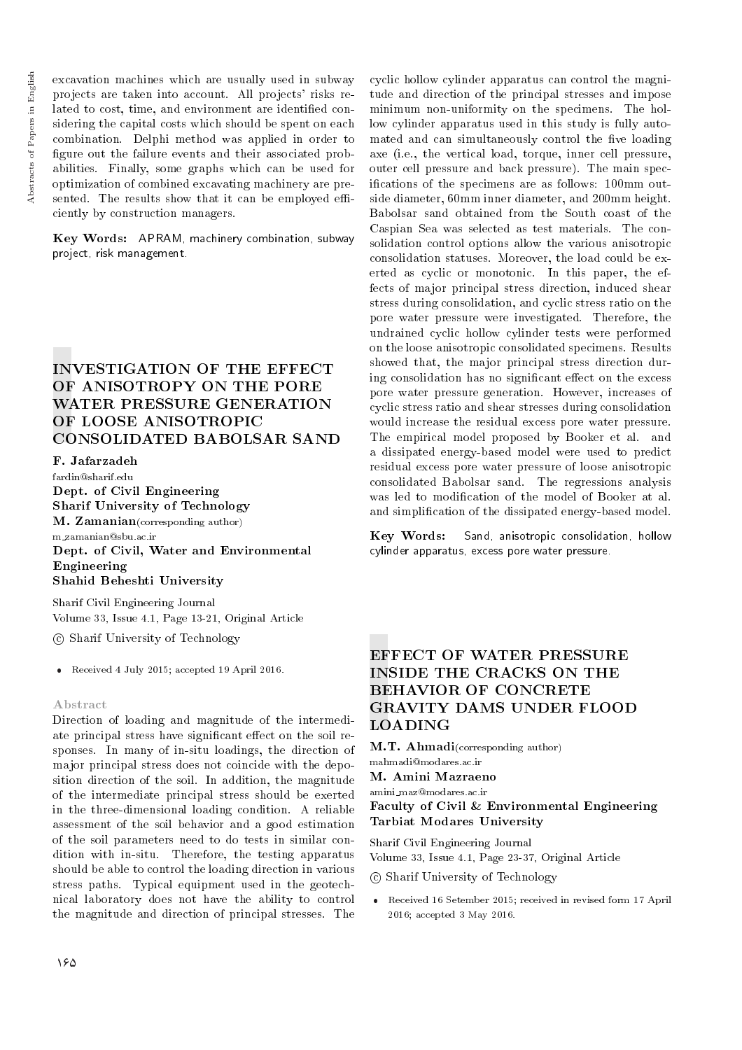excavation machines which are usually used in subway projects are taken into account. All projects' risks related to cost, time, and environment are identified considering the capital costs which should be spent on each combination. Delphi method was applied in order to figure out the failure events and their associated probabilities. Finally, some graphs which can be used for optimization of combined excavating machinery are presented. The results show that it can be employed efficiently by construction managers.

**Key Words:** APRAM, machinery combination, subway project, risk management.

## INVESTIGATION OF THE EFFECT OF ANISOTROPY ON THE PORE WATER PRESSURE GENERATION OF LOOSE ANISOTROPIC CONSOLIDATED BABOLSAR SAND

**F. Jafarzadeh**
fardin@sharif.edu
**Dept. of Civil Engineering**
**Sharif University of Technology**
**M. Zamanian**(corresponding author)
m_zamanian@sbu.ac.ir
**Dept. of Civil, Water and Environmental Engineering**
**Shahid Beheshti University**

Sharif Civil Engineering Journal
Volume 33, Issue 4.1, Page 13-21, Original Article

© Sharif University of Technology

- Received 4 July 2015; accepted 19 April 2016.

### Abstract

Direction of loading and magnitude of the intermediate principal stress have significant effect on the soil responses. In many of in-situ loadings, the direction of major principal stress does not coincide with the deposition direction of the soil. In addition, the magnitude of the intermediate principal stress should be exerted in the three-dimensional loading condition. A reliable assessment of the soil behavior and a good estimation of the soil parameters need to do tests in similar condition with in-situ. Therefore, the testing apparatus should be able to control the loading direction in various stress paths. Typical equipment used in the geotechnical laboratory does not have the ability to control the magnitude and direction of principal stresses. The cyclic hollow cylinder apparatus can control the magnitude and direction of the principal stresses and impose minimum non-uniformity on the specimens. The hollow cylinder apparatus used in this study is fully automated and can simultaneously control the five loading axe (i.e., the vertical load, torque, inner cell pressure, outer cell pressure and back pressure). The main specifications of the specimens are as follows: 100mm outside diameter, 60mm inner diameter, and 200mm height. Babolsar sand obtained from the South coast of the Caspian Sea was selected as test materials. The consolidation control options allow the various anisotropic consolidation statuses. Moreover, the load could be exerted as cyclic or monotonic. In this paper, the effects of major principal stress direction, induced shear stress during consolidation, and cyclic stress ratio on the pore water pressure were investigated. Therefore, the undrained cyclic hollow cylinder tests were performed on the loose anisotropic consolidated specimens. Results showed that, the major principal stress direction during consolidation has no significant effect on the excess pore water pressure generation. However, increases of cyclic stress ratio and shear stresses during consolidation would increase the residual excess pore water pressure. The empirical model proposed by Booker et al. and a dissipated energy-based model were used to predict residual excess pore water pressure of loose anisotropic consolidated Babolsar sand. The regressions analysis was led to modification of the model of Booker at al. and simplification of the dissipated energy-based model.

**Key Words:** Sand, anisotropic consolidation, hollow cylinder apparatus, excess pore water pressure.

## EFFECT OF WATER PRESSURE INSIDE THE CRACKS ON THE BEHAVIOR OF CONCRETE GRAVITY DAMS UNDER FLOOD LOADING

**M.T. Ahmadi**(corresponding author)
mahmadi@modares.ac.ir
**M. Amini Mazraeno**
amini_maz@modares.ac.ir
**Faculty of Civil & Environmental Engineering**
**Tarbiat Modares University**

Sharif Civil Engineering Journal
Volume 33, Issue 4.1, Page 23-37, Original Article

© Sharif University of Technology

- Received 16 Setember 2015; received in revised form 17 April 2016; accepted 3 May 2016.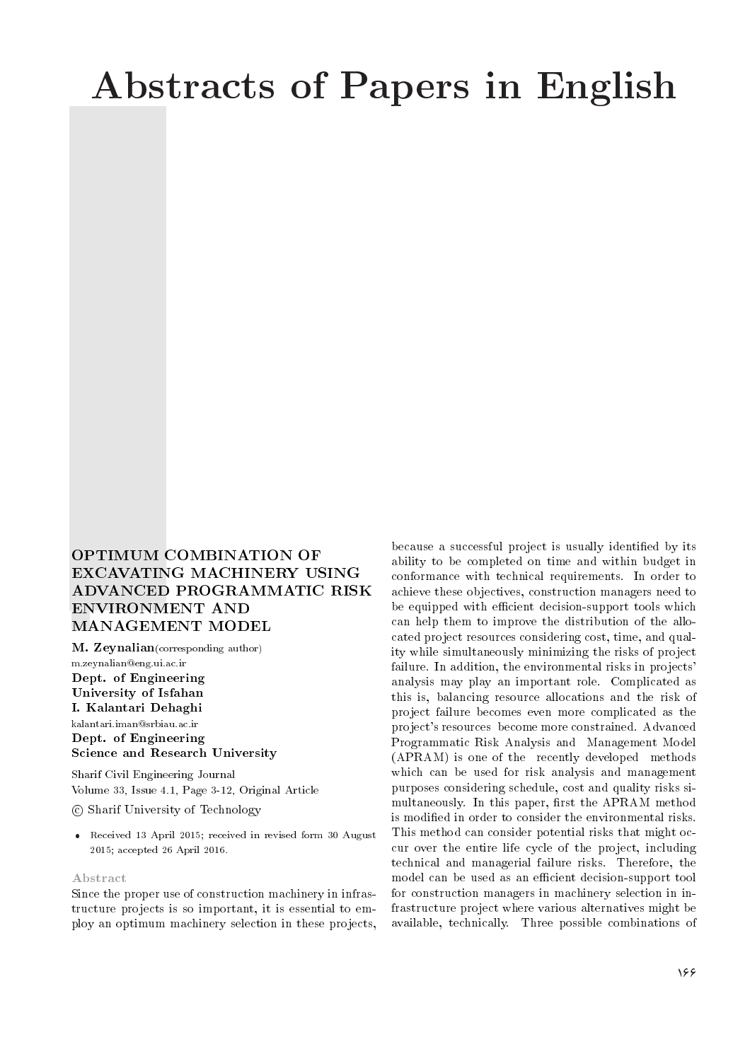# Abstracts of Papers in English

## OPTIMUM COMBINATION OF EXCAVATING MACHINERY USING ADVANCED PROGRAMMATIC RISK ENVIRONMENT AND MANAGEMENT MODEL

**M. Zeynalian**(corresponding author)
m.zeynalian@eng.ui.ac.ir
**Dept. of Engineering**
**University of Isfahan**
**I. Kalantari Dehaghi**
kalantari.iman@srbiau.ac.ir
**Dept. of Engineering**
**Science and Research University**

Sharif Civil Engineering Journal
Volume 33, Issue 4.1, Page 3-12, Original Article
© Sharif University of Technology

- Received 13 April 2015; received in revised form 30 August 2015; accepted 26 April 2016.

### Abstract

Since the proper use of construction machinery in infrastructure projects is so important, it is essential to employ an optimum machinery selection in these projects, because a successful project is usually identified by its ability to be completed on time and within budget in conformance with technical requirements. In order to achieve these objectives, construction managers need to be equipped with efficient decision-support tools which can help them to improve the distribution of the allocated project resources considering cost, time, and quality while simultaneously minimizing the risks of project failure. In addition, the environmental risks in projects' analysis may play an important role. Complicated as this is, balancing resource allocations and the risk of project failure becomes even more complicated as the project's resources become more constrained. Advanced Programmatic Risk Analysis and Management Model (APRAM) is one of the recently developed methods which can be used for risk analysis and management purposes considering schedule, cost and quality risks simultaneously. In this paper, first the APRAM method is modified in order to consider the environmental risks. This method can consider potential risks that might occur over the entire life cycle of the project, including technical and managerial failure risks. Therefore, the model can be used as an efficient decision-support tool for construction managers in machinery selection in infrastructure project where various alternatives might be available, technically. Three possible combinations of